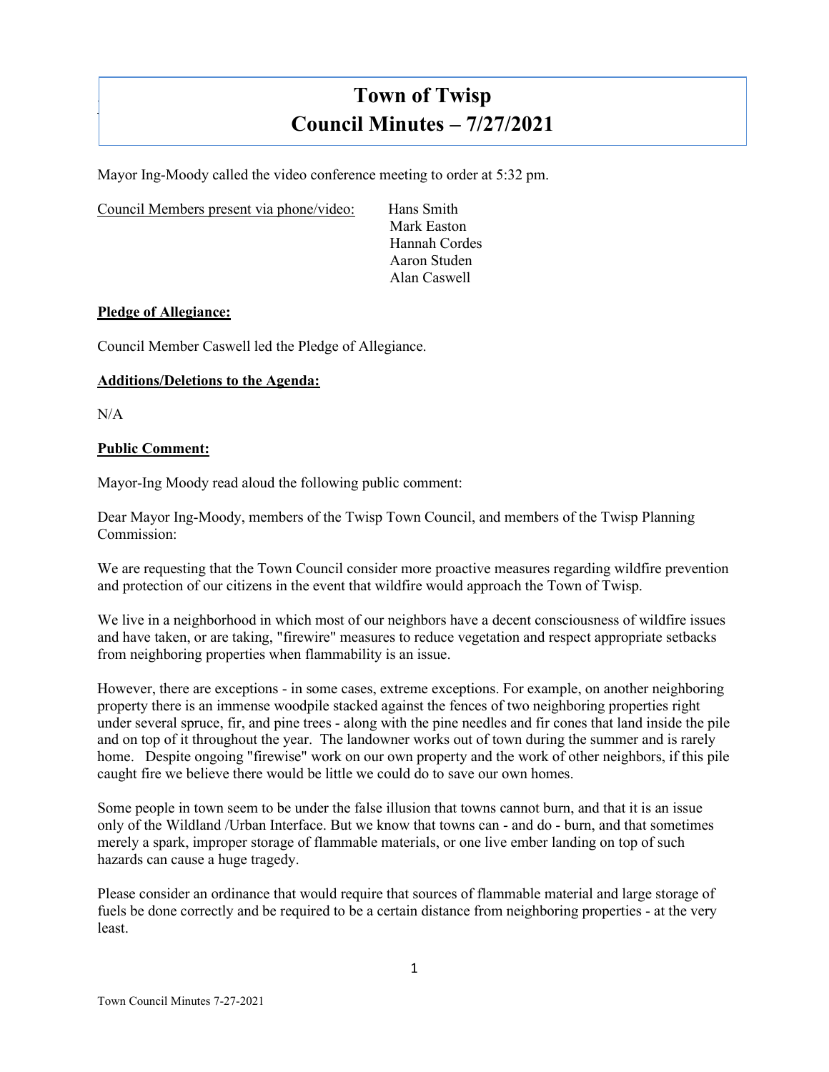# Town of Twisp
# Council Minutes – 7/27/2021

Mayor Ing-Moody called the video conference meeting to order at 5:32 pm.

Council Members present via phone/video: Hans Smith
Mark Easton
Hannah Cordes
Aaron Studen
Alan Caswell

**Pledge of Allegiance:**

Council Member Caswell led the Pledge of Allegiance.

**Additions/Deletions to the Agenda:**

N/A

**Public Comment:**

Mayor-Ing Moody read aloud the following public comment:

Dear Mayor Ing-Moody, members of the Twisp Town Council, and members of the Twisp Planning Commission:

We are requesting that the Town Council consider more proactive measures regarding wildfire prevention and protection of our citizens in the event that wildfire would approach the Town of Twisp.

We live in a neighborhood in which most of our neighbors have a decent consciousness of wildfire issues and have taken, or are taking, "firewire" measures to reduce vegetation and respect appropriate setbacks from neighboring properties when flammability is an issue.

However, there are exceptions - in some cases, extreme exceptions. For example, on another neighboring property there is an immense woodpile stacked against the fences of two neighboring properties right under several spruce, fir, and pine trees - along with the pine needles and fir cones that land inside the pile and on top of it throughout the year. The landowner works out of town during the summer and is rarely home. Despite ongoing "firewise" work on our own property and the work of other neighbors, if this pile caught fire we believe there would be little we could do to save our own homes.

Some people in town seem to be under the false illusion that towns cannot burn, and that it is an issue only of the Wildland /Urban Interface. But we know that towns can - and do - burn, and that sometimes merely a spark, improper storage of flammable materials, or one live ember landing on top of such hazards can cause a huge tragedy.

Please consider an ordinance that would require that sources of flammable material and large storage of fuels be done correctly and be required to be a certain distance from neighboring properties - at the very least.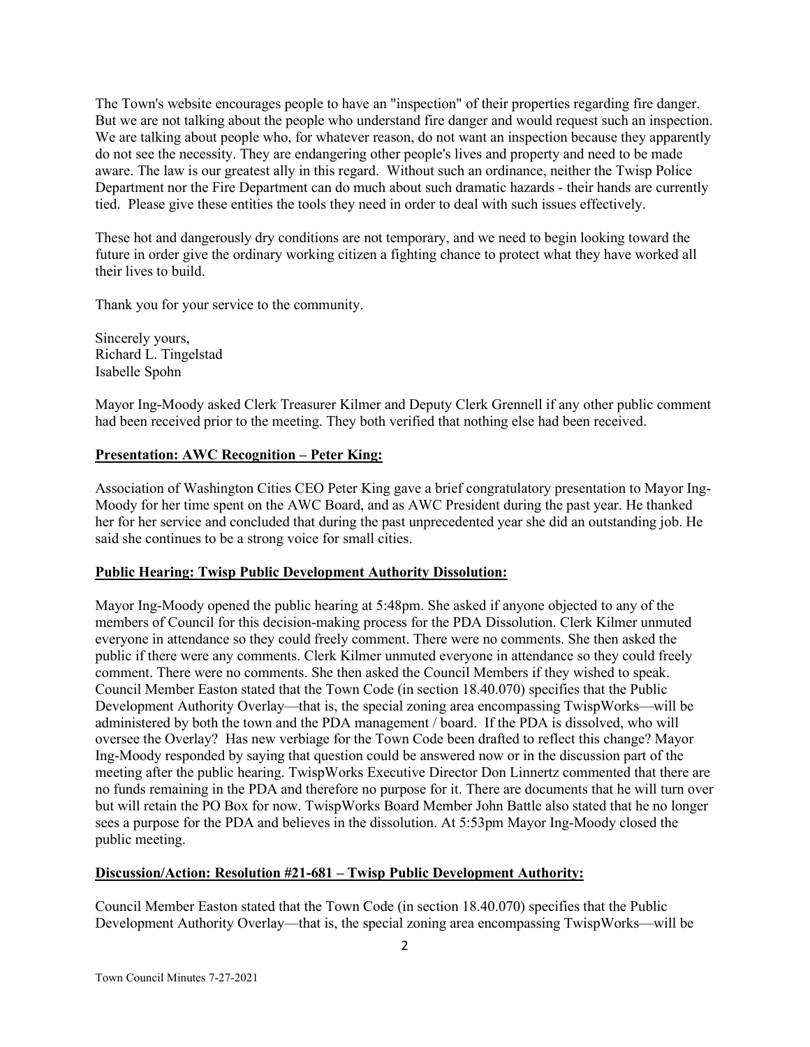The Town's website encourages people to have an "inspection" of their properties regarding fire danger. But we are not talking about the people who understand fire danger and would request such an inspection. We are talking about people who, for whatever reason, do not want an inspection because they apparently do not see the necessity. They are endangering other people's lives and property and need to be made aware. The law is our greatest ally in this regard. Without such an ordinance, neither the Twisp Police Department nor the Fire Department can do much about such dramatic hazards - their hands are currently tied. Please give these entities the tools they need in order to deal with such issues effectively.

These hot and dangerously dry conditions are not temporary, and we need to begin looking toward the future in order give the ordinary working citizen a fighting chance to protect what they have worked all their lives to build.

Thank you for your service to the community.

Sincerely yours,
Richard L. Tingelstad
Isabelle Spohn

Mayor Ing-Moody asked Clerk Treasurer Kilmer and Deputy Clerk Grennell if any other public comment had been received prior to the meeting. They both verified that nothing else had been received.

**Presentation: AWC Recognition – Peter King:**

Association of Washington Cities CEO Peter King gave a brief congratulatory presentation to Mayor Ing-Moody for her time spent on the AWC Board, and as AWC President during the past year. He thanked her for her service and concluded that during the past unprecedented year she did an outstanding job. He said she continues to be a strong voice for small cities.

**Public Hearing: Twisp Public Development Authority Dissolution:**

Mayor Ing-Moody opened the public hearing at 5:48pm. She asked if anyone objected to any of the members of Council for this decision-making process for the PDA Dissolution. Clerk Kilmer unmuted everyone in attendance so they could freely comment. There were no comments. She then asked the public if there were any comments. Clerk Kilmer unmuted everyone in attendance so they could freely comment. There were no comments. She then asked the Council Members if they wished to speak. Council Member Easton stated that the Town Code (in section 18.40.070) specifies that the Public Development Authority Overlay—that is, the special zoning area encompassing TwispWorks—will be administered by both the town and the PDA management / board. If the PDA is dissolved, who will oversee the Overlay? Has new verbiage for the Town Code been drafted to reflect this change? Mayor Ing-Moody responded by saying that question could be answered now or in the discussion part of the meeting after the public hearing. TwispWorks Executive Director Don Linnertz commented that there are no funds remaining in the PDA and therefore no purpose for it. There are documents that he will turn over but will retain the PO Box for now. TwispWorks Board Member John Battle also stated that he no longer sees a purpose for the PDA and believes in the dissolution. At 5:53pm Mayor Ing-Moody closed the public meeting.

**Discussion/Action: Resolution #21-681 – Twisp Public Development Authority:**

Council Member Easton stated that the Town Code (in section 18.40.070) specifies that the Public Development Authority Overlay—that is, the special zoning area encompassing TwispWorks—will be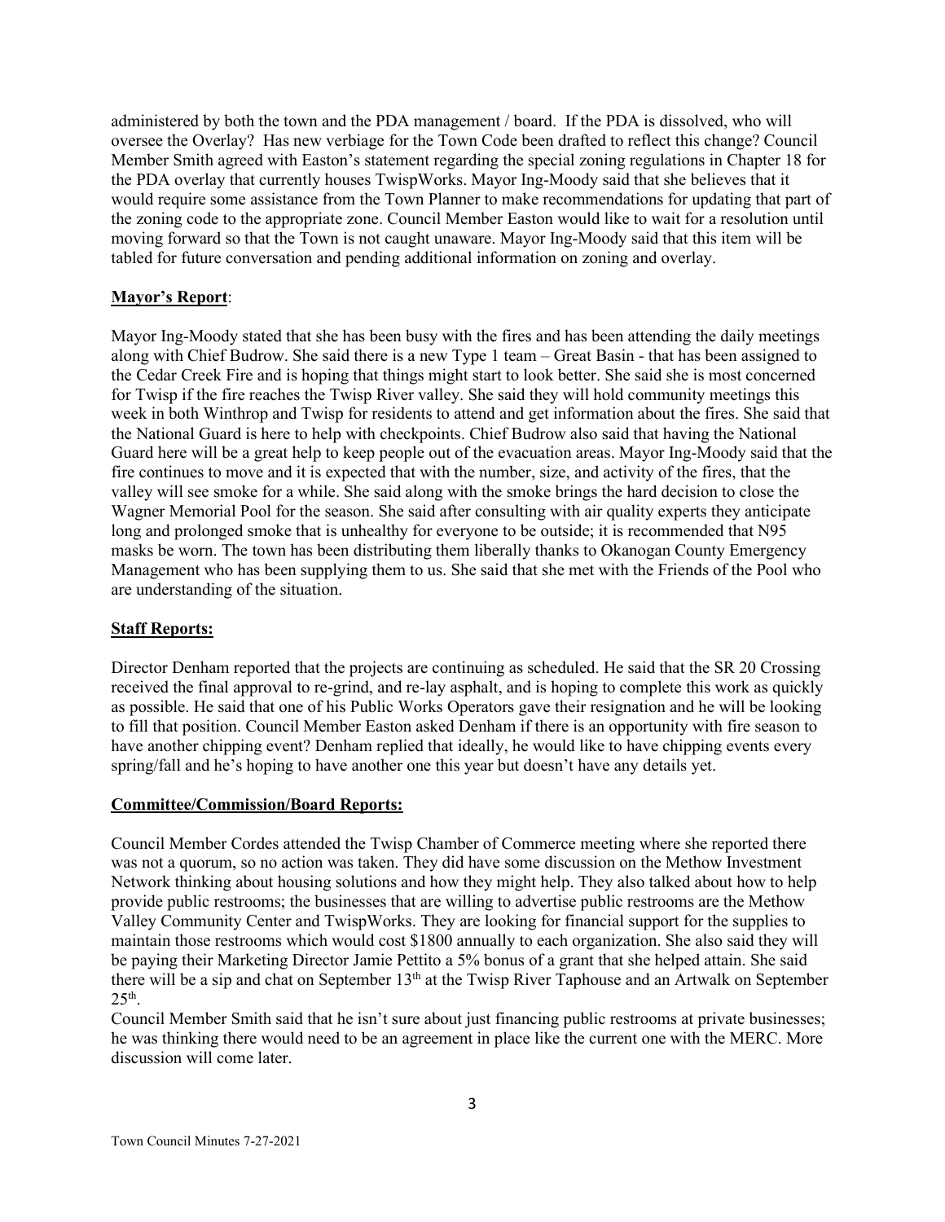administered by both the town and the PDA management / board. If the PDA is dissolved, who will oversee the Overlay? Has new verbiage for the Town Code been drafted to reflect this change? Council Member Smith agreed with Easton's statement regarding the special zoning regulations in Chapter 18 for the PDA overlay that currently houses TwispWorks. Mayor Ing-Moody said that she believes that it would require some assistance from the Town Planner to make recommendations for updating that part of the zoning code to the appropriate zone. Council Member Easton would like to wait for a resolution until moving forward so that the Town is not caught unaware. Mayor Ing-Moody said that this item will be tabled for future conversation and pending additional information on zoning and overlay.

**Mayor's Report**:

Mayor Ing-Moody stated that she has been busy with the fires and has been attending the daily meetings along with Chief Budrow. She said there is a new Type 1 team – Great Basin - that has been assigned to the Cedar Creek Fire and is hoping that things might start to look better. She said she is most concerned for Twisp if the fire reaches the Twisp River valley. She said they will hold community meetings this week in both Winthrop and Twisp for residents to attend and get information about the fires. She said that the National Guard is here to help with checkpoints. Chief Budrow also said that having the National Guard here will be a great help to keep people out of the evacuation areas. Mayor Ing-Moody said that the fire continues to move and it is expected that with the number, size, and activity of the fires, that the valley will see smoke for a while. She said along with the smoke brings the hard decision to close the Wagner Memorial Pool for the season. She said after consulting with air quality experts they anticipate long and prolonged smoke that is unhealthy for everyone to be outside; it is recommended that N95 masks be worn. The town has been distributing them liberally thanks to Okanogan County Emergency Management who has been supplying them to us. She said that she met with the Friends of the Pool who are understanding of the situation.

**Staff Reports:**

Director Denham reported that the projects are continuing as scheduled. He said that the SR 20 Crossing received the final approval to re-grind, and re-lay asphalt, and is hoping to complete this work as quickly as possible. He said that one of his Public Works Operators gave their resignation and he will be looking to fill that position. Council Member Easton asked Denham if there is an opportunity with fire season to have another chipping event? Denham replied that ideally, he would like to have chipping events every spring/fall and he's hoping to have another one this year but doesn't have any details yet.

**Committee/Commission/Board Reports:**

Council Member Cordes attended the Twisp Chamber of Commerce meeting where she reported there was not a quorum, so no action was taken. They did have some discussion on the Methow Investment Network thinking about housing solutions and how they might help. They also talked about how to help provide public restrooms; the businesses that are willing to advertise public restrooms are the Methow Valley Community Center and TwispWorks. They are looking for financial support for the supplies to maintain those restrooms which would cost $1800 annually to each organization. She also said they will be paying their Marketing Director Jamie Pettito a 5% bonus of a grant that she helped attain. She said there will be a sip and chat on September 13th at the Twisp River Taphouse and an Artwalk on September 25th.

Council Member Smith said that he isn't sure about just financing public restrooms at private businesses; he was thinking there would need to be an agreement in place like the current one with the MERC. More discussion will come later.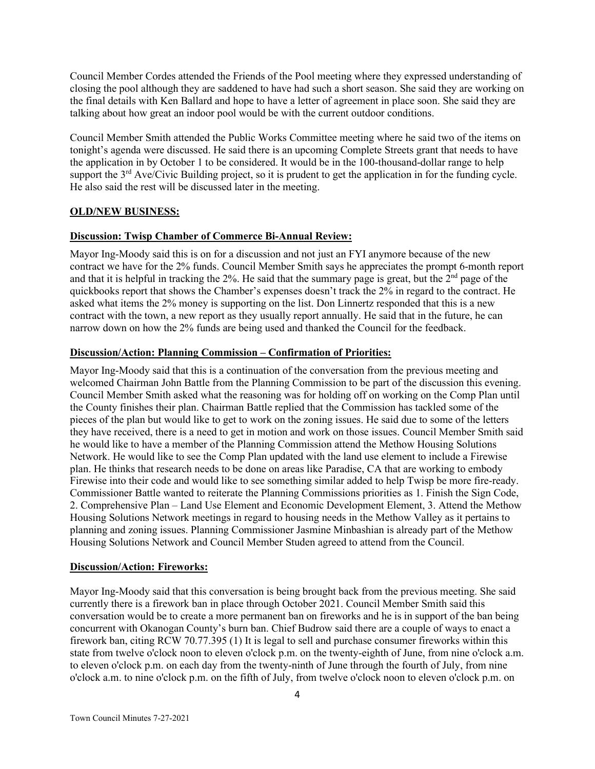Council Member Cordes attended the Friends of the Pool meeting where they expressed understanding of closing the pool although they are saddened to have had such a short season. She said they are working on the final details with Ken Ballard and hope to have a letter of agreement in place soon. She said they are talking about how great an indoor pool would be with the current outdoor conditions.

Council Member Smith attended the Public Works Committee meeting where he said two of the items on tonight's agenda were discussed. He said there is an upcoming Complete Streets grant that needs to have the application in by October 1 to be considered. It would be in the 100-thousand-dollar range to help support the 3rd Ave/Civic Building project, so it is prudent to get the application in for the funding cycle. He also said the rest will be discussed later in the meeting.

## OLD/NEW BUSINESS:

### Discussion: Twisp Chamber of Commerce Bi-Annual Review:

Mayor Ing-Moody said this is on for a discussion and not just an FYI anymore because of the new contract we have for the 2% funds. Council Member Smith says he appreciates the prompt 6-month report and that it is helpful in tracking the 2%. He said that the summary page is great, but the 2nd page of the quickbooks report that shows the Chamber's expenses doesn't track the 2% in regard to the contract. He asked what items the 2% money is supporting on the list. Don Linnertz responded that this is a new contract with the town, a new report as they usually report annually. He said that in the future, he can narrow down on how the 2% funds are being used and thanked the Council for the feedback.

### Discussion/Action: Planning Commission – Confirmation of Priorities:

Mayor Ing-Moody said that this is a continuation of the conversation from the previous meeting and welcomed Chairman John Battle from the Planning Commission to be part of the discussion this evening. Council Member Smith asked what the reasoning was for holding off on working on the Comp Plan until the County finishes their plan. Chairman Battle replied that the Commission has tackled some of the pieces of the plan but would like to get to work on the zoning issues. He said due to some of the letters they have received, there is a need to get in motion and work on those issues. Council Member Smith said he would like to have a member of the Planning Commission attend the Methow Housing Solutions Network. He would like to see the Comp Plan updated with the land use element to include a Firewise plan. He thinks that research needs to be done on areas like Paradise, CA that are working to embody Firewise into their code and would like to see something similar added to help Twisp be more fire-ready. Commissioner Battle wanted to reiterate the Planning Commissions priorities as 1. Finish the Sign Code, 2. Comprehensive Plan – Land Use Element and Economic Development Element, 3. Attend the Methow Housing Solutions Network meetings in regard to housing needs in the Methow Valley as it pertains to planning and zoning issues. Planning Commissioner Jasmine Minbashian is already part of the Methow Housing Solutions Network and Council Member Studen agreed to attend from the Council.

### Discussion/Action: Fireworks:

Mayor Ing-Moody said that this conversation is being brought back from the previous meeting. She said currently there is a firework ban in place through October 2021. Council Member Smith said this conversation would be to create a more permanent ban on fireworks and he is in support of the ban being concurrent with Okanogan County's burn ban. Chief Budrow said there are a couple of ways to enact a firework ban, citing RCW 70.77.395 (1) It is legal to sell and purchase consumer fireworks within this state from twelve o'clock noon to eleven o'clock p.m. on the twenty-eighth of June, from nine o'clock a.m. to eleven o'clock p.m. on each day from the twenty-ninth of June through the fourth of July, from nine o'clock a.m. to nine o'clock p.m. on the fifth of July, from twelve o'clock noon to eleven o'clock p.m. on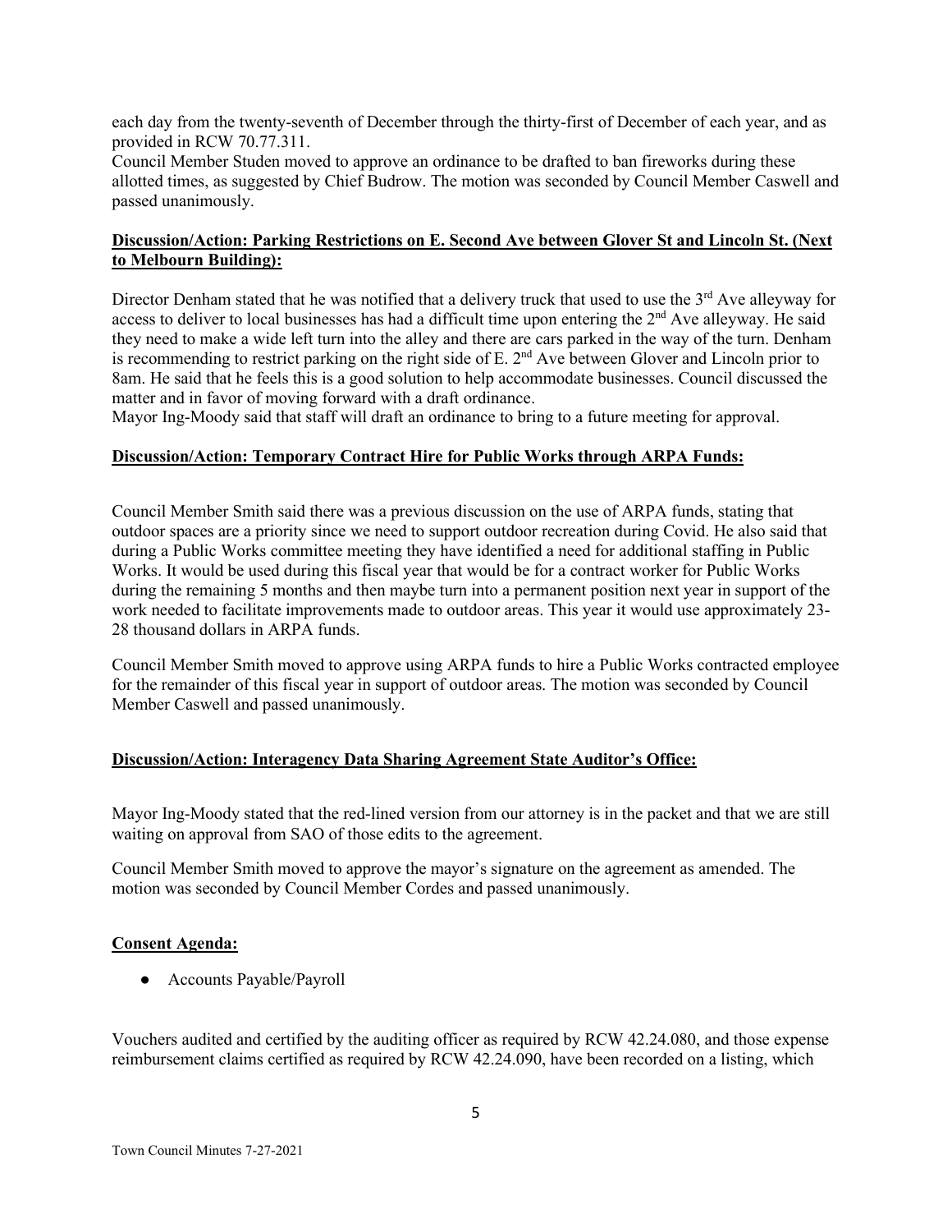each day from the twenty-seventh of December through the thirty-first of December of each year, and as provided in RCW 70.77.311.

Council Member Studen moved to approve an ordinance to be drafted to ban fireworks during these allotted times, as suggested by Chief Budrow. The motion was seconded by Council Member Caswell and passed unanimously.

**Discussion/Action: Parking Restrictions on E. Second Ave between Glover St and Lincoln St. (Next to Melbourn Building):**

Director Denham stated that he was notified that a delivery truck that used to use the 3rd Ave alleyway for access to deliver to local businesses has had a difficult time upon entering the 2nd Ave alleyway. He said they need to make a wide left turn into the alley and there are cars parked in the way of the turn. Denham is recommending to restrict parking on the right side of E. 2nd Ave between Glover and Lincoln prior to 8am. He said that he feels this is a good solution to help accommodate businesses. Council discussed the matter and in favor of moving forward with a draft ordinance.

Mayor Ing-Moody said that staff will draft an ordinance to bring to a future meeting for approval.

**Discussion/Action: Temporary Contract Hire for Public Works through ARPA Funds:**

Council Member Smith said there was a previous discussion on the use of ARPA funds, stating that outdoor spaces are a priority since we need to support outdoor recreation during Covid. He also said that during a Public Works committee meeting they have identified a need for additional staffing in Public Works. It would be used during this fiscal year that would be for a contract worker for Public Works during the remaining 5 months and then maybe turn into a permanent position next year in support of the work needed to facilitate improvements made to outdoor areas. This year it would use approximately 23-28 thousand dollars in ARPA funds.

Council Member Smith moved to approve using ARPA funds to hire a Public Works contracted employee for the remainder of this fiscal year in support of outdoor areas. The motion was seconded by Council Member Caswell and passed unanimously.

**Discussion/Action: Interagency Data Sharing Agreement State Auditor's Office:**

Mayor Ing-Moody stated that the red-lined version from our attorney is in the packet and that we are still waiting on approval from SAO of those edits to the agreement.

Council Member Smith moved to approve the mayor's signature on the agreement as amended. The motion was seconded by Council Member Cordes and passed unanimously.

**Consent Agenda:**

- Accounts Payable/Payroll

Vouchers audited and certified by the auditing officer as required by RCW 42.24.080, and those expense reimbursement claims certified as required by RCW 42.24.090, have been recorded on a listing, which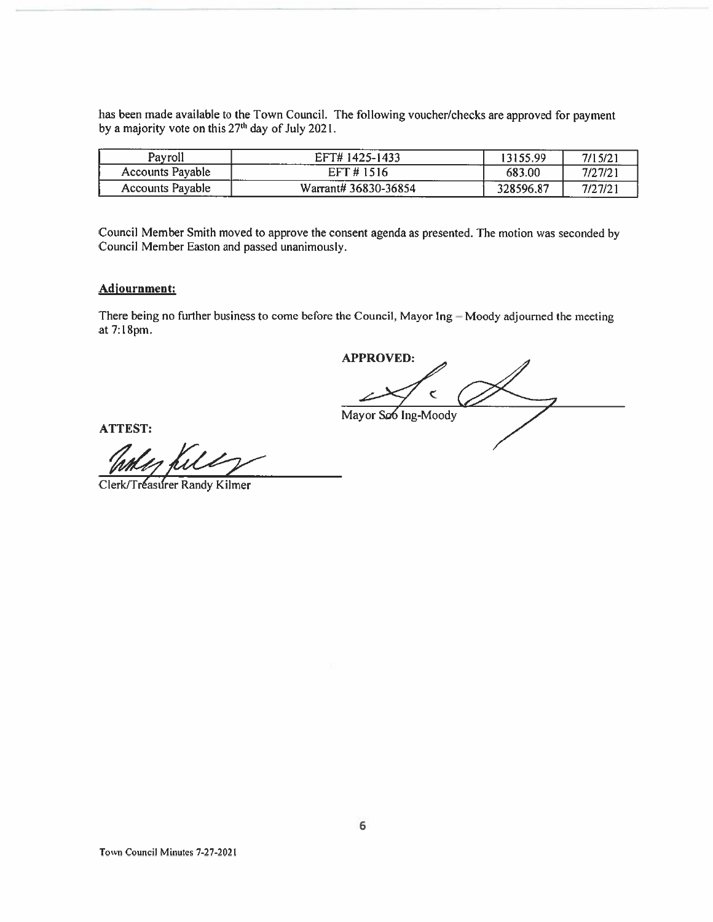has been made available to the Town Council. The following voucher/checks are approved for payment by a majority vote on this 27th day of July 2021.

| | | | |
|---|---|---|---|
| Payroll | EFT# 1425-1433 | 13155.99 | 7/15/21 |
| Accounts Payable | EFT # 1516 | 683.00 | 7/27/21 |
| Accounts Payable | Warrant# 36830-36854 | 328596.87 | 7/27/21 |

Council Member Smith moved to approve the consent agenda as presented. The motion was seconded by Council Member Easton and passed unanimously.

**Adjournment:**

There being no further business to come before the Council, Mayor Ing – Moody adjourned the meeting at 7:18pm.

**APPROVED:**

Mayor Soo Ing-Moody

**ATTEST:**

Clerk/Treasurer Randy Kilmer

Town Council Minutes 7-27-2021